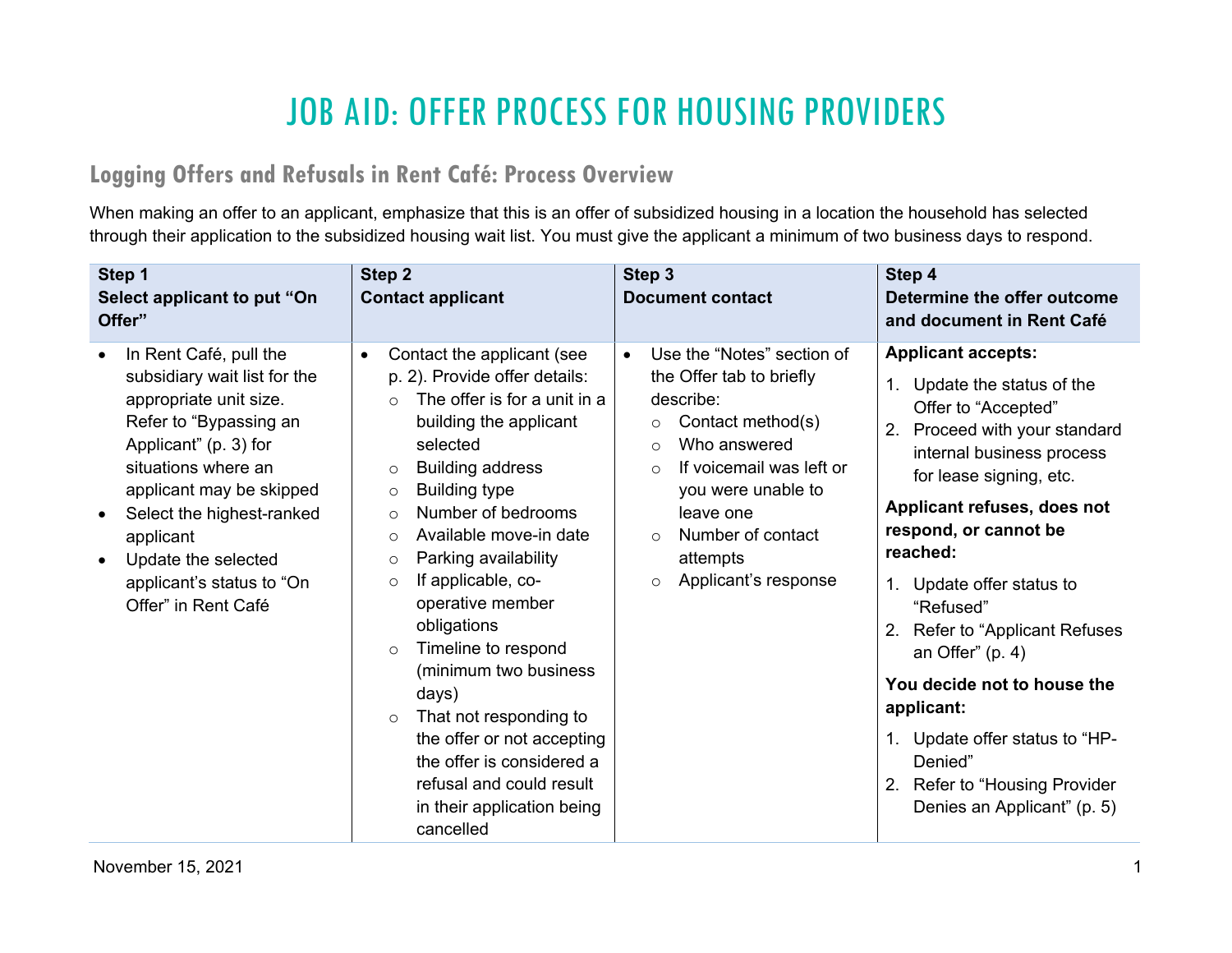# JOB AID: OFFER PROCESS FOR HOUSING PROVIDERS

## Logging Offers and Refusals in Rent Café: Process Overview

When making an offer to an applicant, emphasize that this is an offer of subsidized housing in a location the household has selected through their application to the subsidized housing wait list. You must give the applicant a minimum of two business days to respond.

| **Step 1**<br>**Select applicant to put "On Offer"** | **Step 2**<br>**Contact applicant** | **Step 3**<br>**Document contact** | **Step 4**<br>**Determine the offer outcome and document in Rent Café** |
|---|---|---|---|
| • In Rent Café, pull the subsidiary wait list for the appropriate unit size. Refer to "Bypassing an Applicant" (p. 3) for situations where an applicant may be skipped<br>• Select the highest-ranked applicant<br>• Update the selected applicant's status to "On Offer" in Rent Café | • Contact the applicant (see p. 2). Provide offer details:<br>  ○ The offer is for a unit in a building the applicant selected<br>  ○ Building address<br>  ○ Building type<br>  ○ Number of bedrooms<br>  ○ Available move-in date<br>  ○ Parking availability<br>  ○ If applicable, co-operative member obligations<br>  ○ Timeline to respond (minimum two business days)<br>  ○ That not responding to the offer or not accepting the offer is considered a refusal and could result in their application being cancelled | • Use the "Notes" section of the Offer tab to briefly describe:<br>  ○ Contact method(s)<br>  ○ Who answered<br>  ○ If voicemail was left or you were unable to leave one<br>  ○ Number of contact attempts<br>  ○ Applicant's response | **Applicant accepts:**<br>1. Update the status of the Offer to "Accepted"<br>2. Proceed with your standard internal business process for lease signing, etc.<br>**Applicant refuses, does not respond, or cannot be reached:**<br>1. Update offer status to "Refused"<br>2. Refer to "Applicant Refuses an Offer" (p. 4)<br>**You decide not to house the applicant:**<br>1. Update offer status to "HP-Denied"<br>2. Refer to "Housing Provider Denies an Applicant" (p. 5) |

November 15, 2021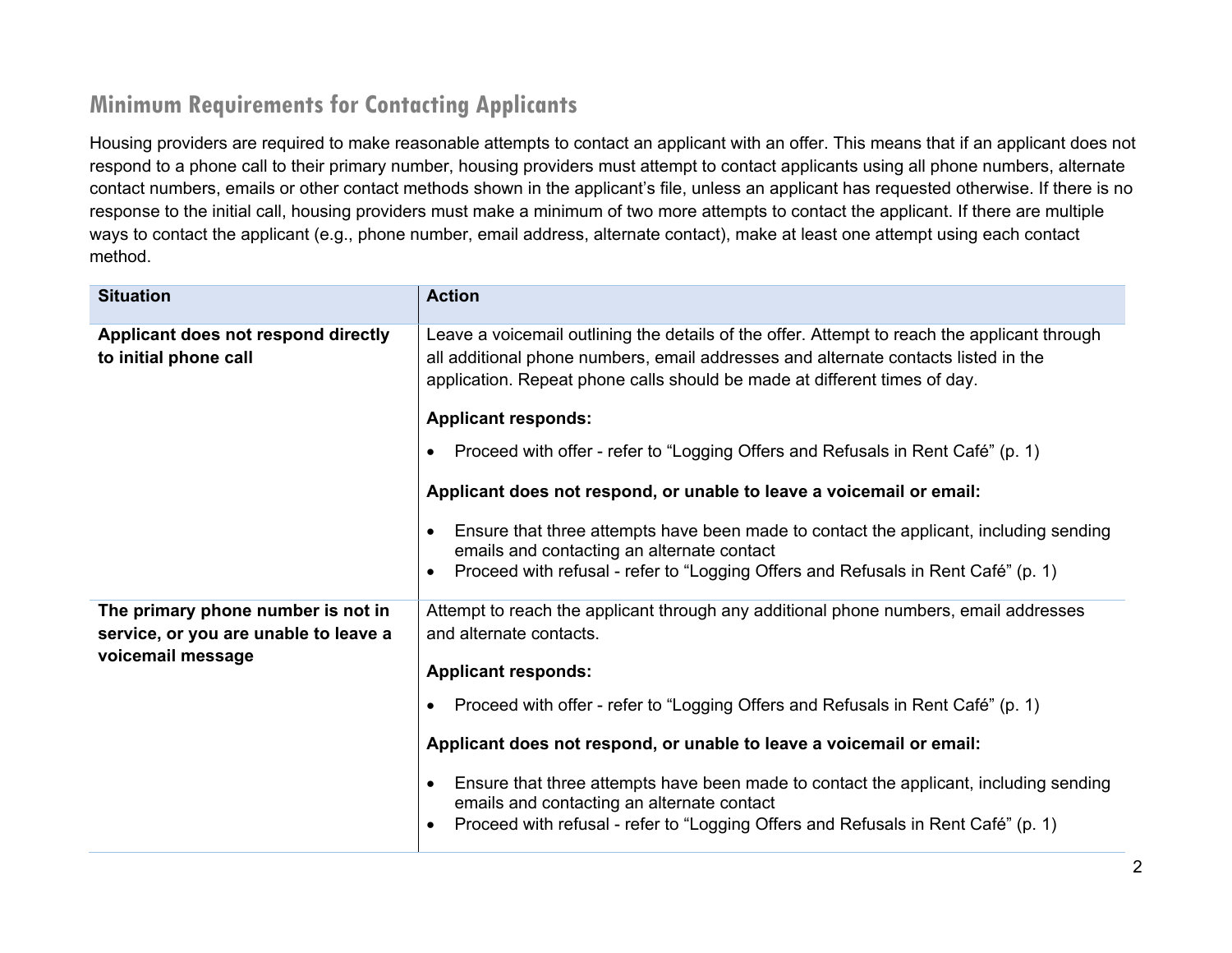## Minimum Requirements for Contacting Applicants

Housing providers are required to make reasonable attempts to contact an applicant with an offer. This means that if an applicant does not respond to a phone call to their primary number, housing providers must attempt to contact applicants using all phone numbers, alternate contact numbers, emails or other contact methods shown in the applicant's file, unless an applicant has requested otherwise. If there is no response to the initial call, housing providers must make a minimum of two more attempts to contact the applicant. If there are multiple ways to contact the applicant (e.g., phone number, email address, alternate contact), make at least one attempt using each contact method.

| Situation | Action |
|---|---|
| **Applicant does not respond directly to initial phone call** | Leave a voicemail outlining the details of the offer. Attempt to reach the applicant through all additional phone numbers, email addresses and alternate contacts listed in the application. Repeat phone calls should be made at different times of day.<br><br>**Applicant responds:**<br>• Proceed with offer - refer to "Logging Offers and Refusals in Rent Café" (p. 1)<br><br>**Applicant does not respond, or unable to leave a voicemail or email:**<br>• Ensure that three attempts have been made to contact the applicant, including sending emails and contacting an alternate contact<br>• Proceed with refusal - refer to "Logging Offers and Refusals in Rent Café" (p. 1) |
| **The primary phone number is not in service, or you are unable to leave a voicemail message** | Attempt to reach the applicant through any additional phone numbers, email addresses and alternate contacts.<br><br>**Applicant responds:**<br>• Proceed with offer - refer to "Logging Offers and Refusals in Rent Café" (p. 1)<br><br>**Applicant does not respond, or unable to leave a voicemail or email:**<br>• Ensure that three attempts have been made to contact the applicant, including sending emails and contacting an alternate contact<br>• Proceed with refusal - refer to "Logging Offers and Refusals in Rent Café" (p. 1) |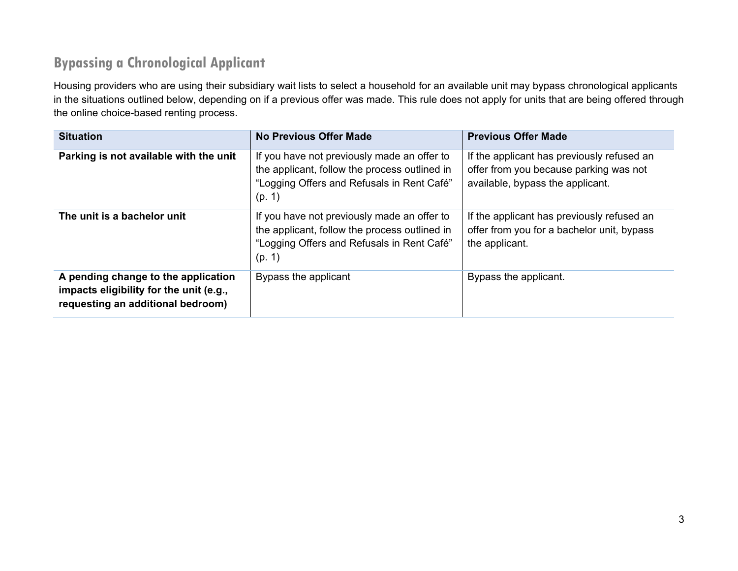## Bypassing a Chronological Applicant

Housing providers who are using their subsidiary wait lists to select a household for an available unit may bypass chronological applicants in the situations outlined below, depending on if a previous offer was made. This rule does not apply for units that are being offered through the online choice-based renting process.

| Situation | No Previous Offer Made | Previous Offer Made |
| --- | --- | --- |
| **Parking is not available with the unit** | If you have not previously made an offer to the applicant, follow the process outlined in "Logging Offers and Refusals in Rent Café" (p. 1) | If the applicant has previously refused an offer from you because parking was not available, bypass the applicant. |
| **The unit is a bachelor unit** | If you have not previously made an offer to the applicant, follow the process outlined in "Logging Offers and Refusals in Rent Café" (p. 1) | If the applicant has previously refused an offer from you for a bachelor unit, bypass the applicant. |
| **A pending change to the application impacts eligibility for the unit (e.g., requesting an additional bedroom)** | Bypass the applicant | Bypass the applicant. |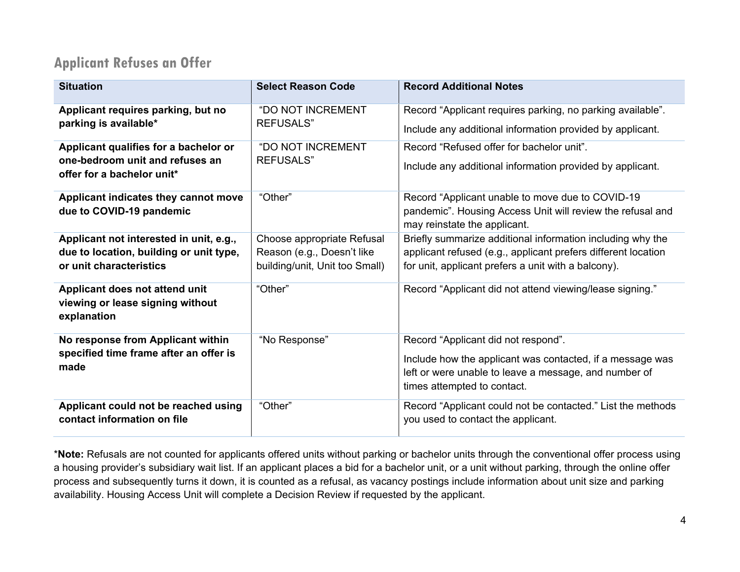## Applicant Refuses an Offer

| Situation | Select Reason Code | Record Additional Notes |
|---|---|---|
| **Applicant requires parking, but no parking is available*** | "DO NOT INCREMENT REFUSALS" | Record "Applicant requires parking, no parking available". Include any additional information provided by applicant. |
| **Applicant qualifies for a bachelor or one-bedroom unit and refuses an offer for a bachelor unit*** | "DO NOT INCREMENT REFUSALS" | Record "Refused offer for bachelor unit". Include any additional information provided by applicant. |
| **Applicant indicates they cannot move due to COVID-19 pandemic** | "Other" | Record "Applicant unable to move due to COVID-19 pandemic". Housing Access Unit will review the refusal and may reinstate the applicant. |
| **Applicant not interested in unit, e.g., due to location, building or unit type, or unit characteristics** | Choose appropriate Refusal Reason (e.g., Doesn't like building/unit, Unit too Small) | Briefly summarize additional information including why the applicant refused (e.g., applicant prefers different location for unit, applicant prefers a unit with a balcony). |
| **Applicant does not attend unit viewing or lease signing without explanation** | "Other" | Record "Applicant did not attend viewing/lease signing." |
| **No response from Applicant within specified time frame after an offer is made** | "No Response" | Record "Applicant did not respond". Include how the applicant was contacted, if a message was left or were unable to leave a message, and number of times attempted to contact. |
| **Applicant could not be reached using contact information on file** | "Other" | Record "Applicant could not be contacted." List the methods you used to contact the applicant. |

***Note:** Refusals are not counted for applicants offered units without parking or bachelor units through the conventional offer process using a housing provider's subsidiary wait list. If an applicant places a bid for a bachelor unit, or a unit without parking, through the online offer process and subsequently turns it down, it is counted as a refusal, as vacancy postings include information about unit size and parking availability. Housing Access Unit will complete a Decision Review if requested by the applicant.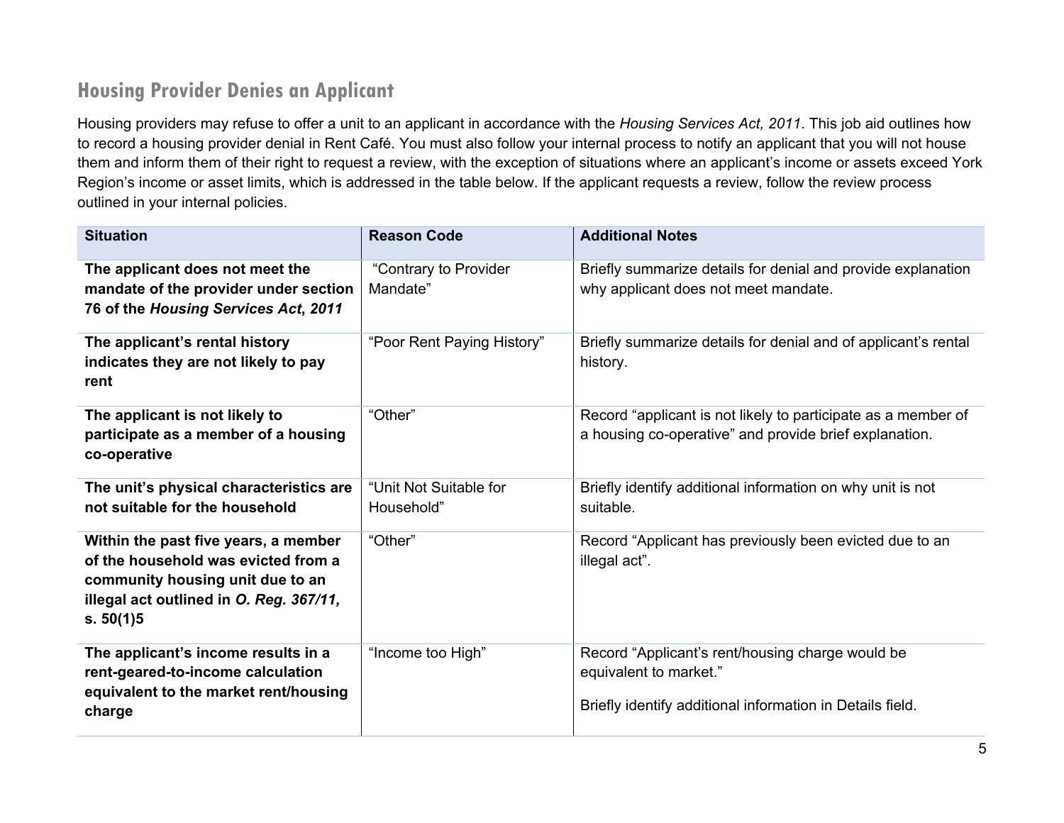## Housing Provider Denies an Applicant

Housing providers may refuse to offer a unit to an applicant in accordance with the *Housing Services Act, 2011*. This job aid outlines how to record a housing provider denial in Rent Café. You must also follow your internal process to notify an applicant that you will not house them and inform them of their right to request a review, with the exception of situations where an applicant's income or assets exceed York Region's income or asset limits, which is addressed in the table below. If the applicant requests a review, follow the review process outlined in your internal policies.

| Situation | Reason Code | Additional Notes |
|---|---|---|
| **The applicant does not meet the mandate of the provider under section 76 of the *Housing Services Act*, 2011** | "Contrary to Provider Mandate" | Briefly summarize details for denial and provide explanation why applicant does not meet mandate. |
| **The applicant's rental history indicates they are not likely to pay rent** | "Poor Rent Paying History" | Briefly summarize details for denial and of applicant's rental history. |
| **The applicant is not likely to participate as a member of a housing co-operative** | "Other" | Record "applicant is not likely to participate as a member of a housing co-operative" and provide brief explanation. |
| **The unit's physical characteristics are not suitable for the household** | "Unit Not Suitable for Household" | Briefly identify additional information on why unit is not suitable. |
| **Within the past five years, a member of the household was evicted from a community housing unit due to an illegal act outlined in *O. Reg. 367/11,* s. 50(1)5** | "Other" | Record "Applicant has previously been evicted due to an illegal act". |
| **The applicant's income results in a rent-geared-to-income calculation equivalent to the market rent/housing charge** | "Income too High" | Record "Applicant's rent/housing charge would be equivalent to market."<br><br>Briefly identify additional information in Details field. |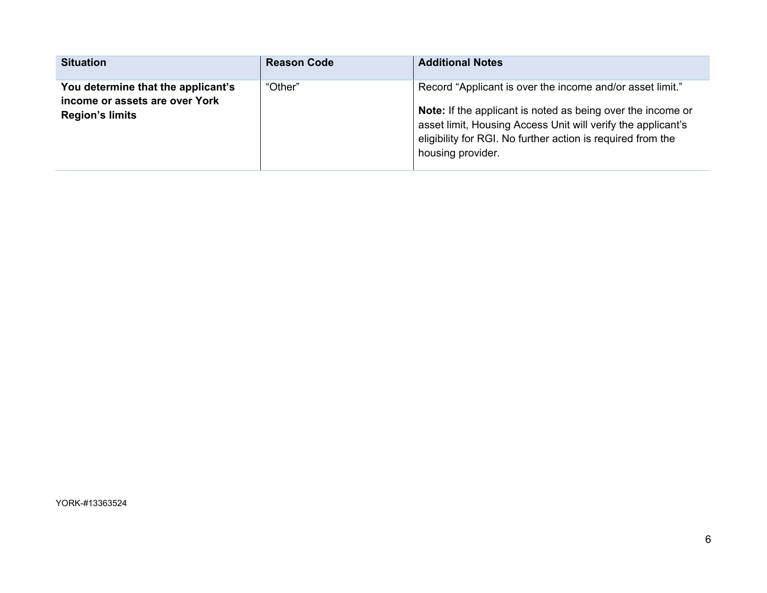| Situation | Reason Code | Additional Notes |
| --- | --- | --- |
| **You determine that the applicant's income or assets are over York Region's limits** | "Other" | Record "Applicant is over the income and/or asset limit." **Note:** If the applicant is noted as being over the income or asset limit, Housing Access Unit will verify the applicant's eligibility for RGI. No further action is required from the housing provider. |

YORK-#13363524